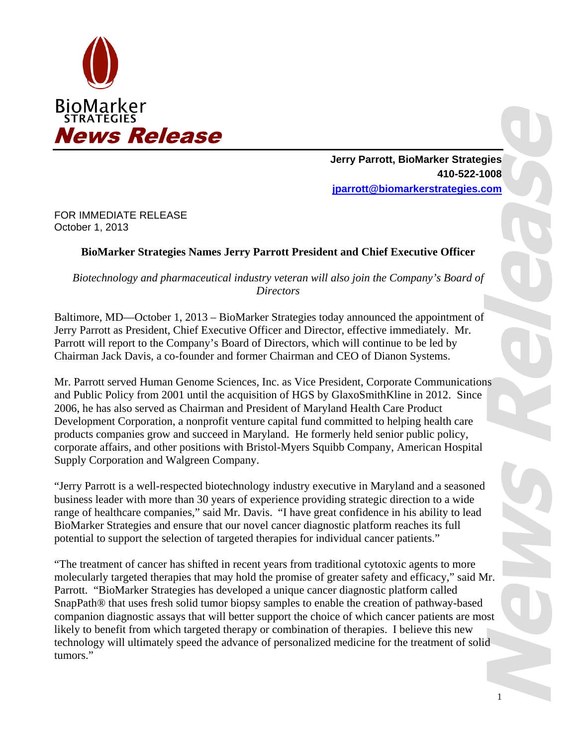BioMarker STRATEGIES

***News Release***

**Jerry Parrott, BioMarker Strategies**
**410-522-1008**
**jparrott@biomarkerstrategies.com**

FOR IMMEDIATE RELEASE
October 1, 2013

## BioMarker Strategies Names Jerry Parrott President and Chief Executive Officer

*Biotechnology and pharmaceutical industry veteran will also join the Company's Board of Directors*

Baltimore, MD—October 1, 2013 – BioMarker Strategies today announced the appointment of Jerry Parrott as President, Chief Executive Officer and Director, effective immediately. Mr. Parrott will report to the Company's Board of Directors, which will continue to be led by Chairman Jack Davis, a co-founder and former Chairman and CEO of Dianon Systems.

Mr. Parrott served Human Genome Sciences, Inc. as Vice President, Corporate Communications and Public Policy from 2001 until the acquisition of HGS by GlaxoSmithKline in 2012. Since 2006, he has also served as Chairman and President of Maryland Health Care Product Development Corporation, a nonprofit venture capital fund committed to helping health care products companies grow and succeed in Maryland. He formerly held senior public policy, corporate affairs, and other positions with Bristol-Myers Squibb Company, American Hospital Supply Corporation and Walgreen Company.

"Jerry Parrott is a well-respected biotechnology industry executive in Maryland and a seasoned business leader with more than 30 years of experience providing strategic direction to a wide range of healthcare companies," said Mr. Davis. "I have great confidence in his ability to lead BioMarker Strategies and ensure that our novel cancer diagnostic platform reaches its full potential to support the selection of targeted therapies for individual cancer patients."

"The treatment of cancer has shifted in recent years from traditional cytotoxic agents to more molecularly targeted therapies that may hold the promise of greater safety and efficacy," said Mr. Parrott. "BioMarker Strategies has developed a unique cancer diagnostic platform called SnapPath® that uses fresh solid tumor biopsy samples to enable the creation of pathway-based companion diagnostic assays that will better support the choice of which cancer patients are most likely to benefit from which targeted therapy or combination of therapies. I believe this new technology will ultimately speed the advance of personalized medicine for the treatment of solid tumors."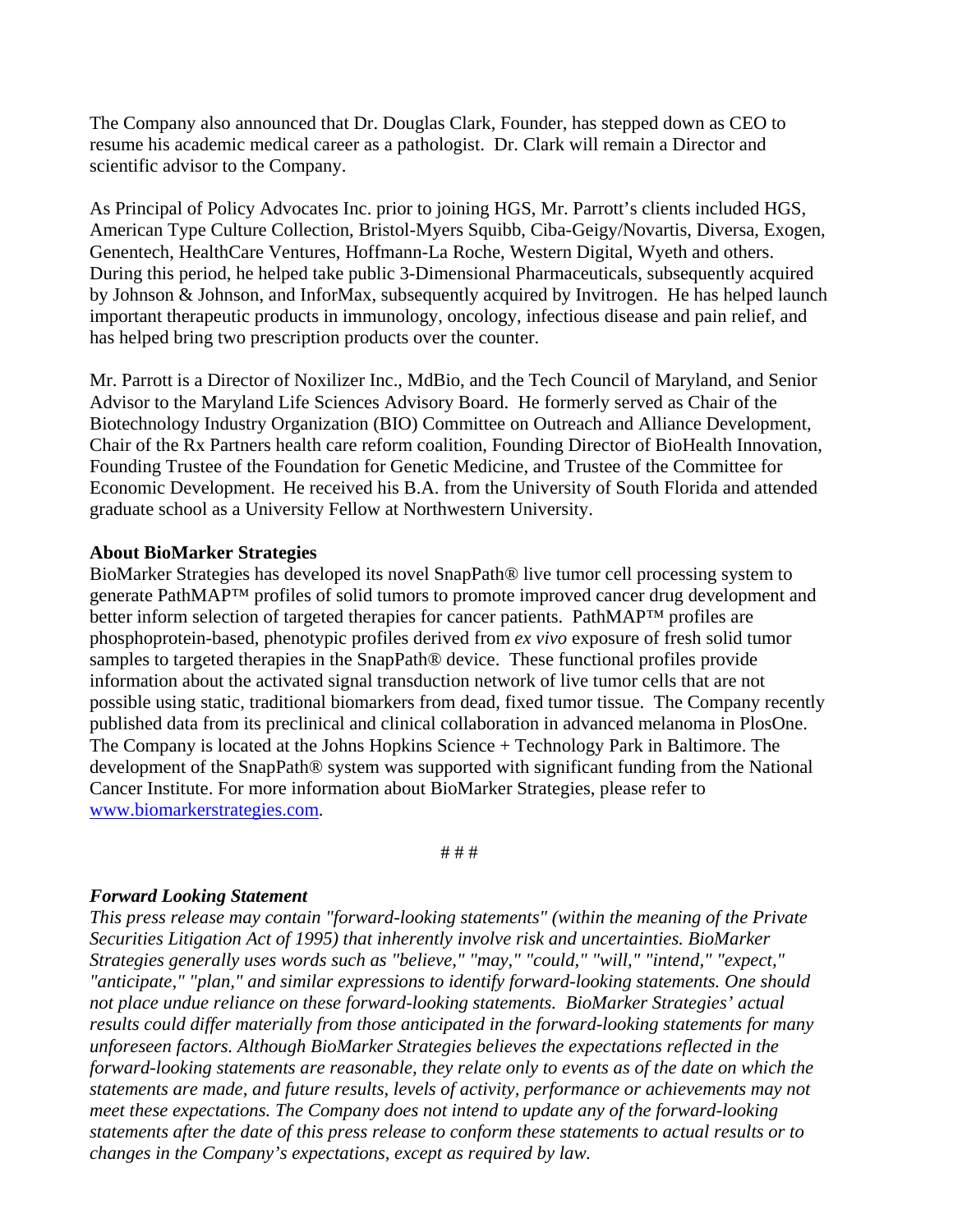The Company also announced that Dr. Douglas Clark, Founder, has stepped down as CEO to resume his academic medical career as a pathologist. Dr. Clark will remain a Director and scientific advisor to the Company.

As Principal of Policy Advocates Inc. prior to joining HGS, Mr. Parrott's clients included HGS, American Type Culture Collection, Bristol-Myers Squibb, Ciba-Geigy/Novartis, Diversa, Exogen, Genentech, HealthCare Ventures, Hoffmann-La Roche, Western Digital, Wyeth and others. During this period, he helped take public 3-Dimensional Pharmaceuticals, subsequently acquired by Johnson & Johnson, and InforMax, subsequently acquired by Invitrogen. He has helped launch important therapeutic products in immunology, oncology, infectious disease and pain relief, and has helped bring two prescription products over the counter.

Mr. Parrott is a Director of Noxilizer Inc., MdBio, and the Tech Council of Maryland, and Senior Advisor to the Maryland Life Sciences Advisory Board. He formerly served as Chair of the Biotechnology Industry Organization (BIO) Committee on Outreach and Alliance Development, Chair of the Rx Partners health care reform coalition, Founding Director of BioHealth Innovation, Founding Trustee of the Foundation for Genetic Medicine, and Trustee of the Committee for Economic Development. He received his B.A. from the University of South Florida and attended graduate school as a University Fellow at Northwestern University.

**About BioMarker Strategies**

BioMarker Strategies has developed its novel SnapPath® live tumor cell processing system to generate PathMAP™ profiles of solid tumors to promote improved cancer drug development and better inform selection of targeted therapies for cancer patients. PathMAP™ profiles are phosphoprotein-based, phenotypic profiles derived from *ex vivo* exposure of fresh solid tumor samples to targeted therapies in the SnapPath® device. These functional profiles provide information about the activated signal transduction network of live tumor cells that are not possible using static, traditional biomarkers from dead, fixed tumor tissue. The Company recently published data from its preclinical and clinical collaboration in advanced melanoma in PlosOne. The Company is located at the Johns Hopkins Science + Technology Park in Baltimore. The development of the SnapPath® system was supported with significant funding from the National Cancer Institute. For more information about BioMarker Strategies, please refer to www.biomarkerstrategies.com.

# # #

***Forward Looking Statement***

*This press release may contain "forward-looking statements" (within the meaning of the Private Securities Litigation Act of 1995) that inherently involve risk and uncertainties. BioMarker Strategies generally uses words such as "believe," "may," "could," "will," "intend," "expect," "anticipate," "plan," and similar expressions to identify forward-looking statements. One should not place undue reliance on these forward-looking statements. BioMarker Strategies' actual results could differ materially from those anticipated in the forward-looking statements for many unforeseen factors. Although BioMarker Strategies believes the expectations reflected in the forward-looking statements are reasonable, they relate only to events as of the date on which the statements are made, and future results, levels of activity, performance or achievements may not meet these expectations. The Company does not intend to update any of the forward-looking statements after the date of this press release to conform these statements to actual results or to changes in the Company's expectations, except as required by law.*